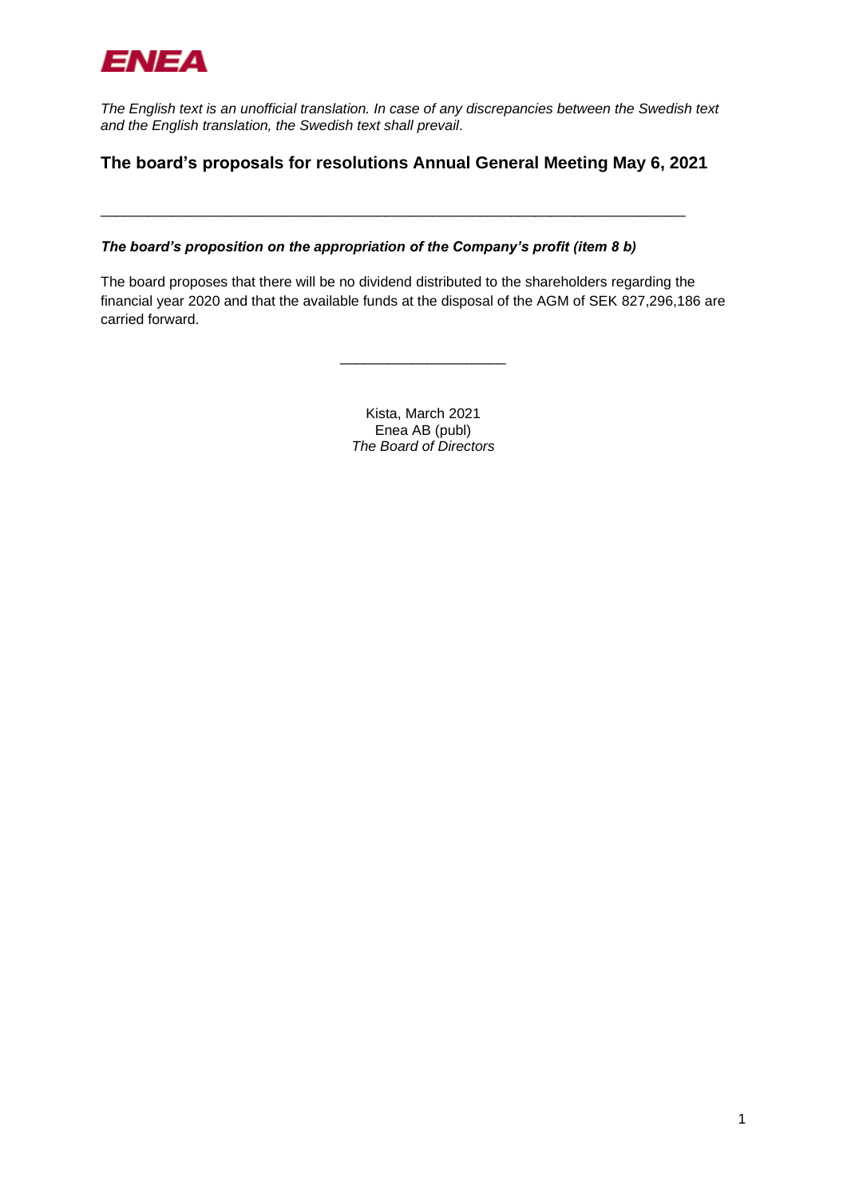ENEA

*The English text is an unofficial translation. In case of any discrepancies between the Swedish text and the English translation, the Swedish text shall prevail.*

## The board's proposals for resolutions Annual General Meeting May 6, 2021

---

***The board's proposition on the appropriation of the Company's profit (item 8 b)***

The board proposes that there will be no dividend distributed to the shareholders regarding the financial year 2020 and that the available funds at the disposal of the AGM of SEK 827,296,186 are carried forward.

---

Kista, March 2021
Enea AB (publ)
*The Board of Directors*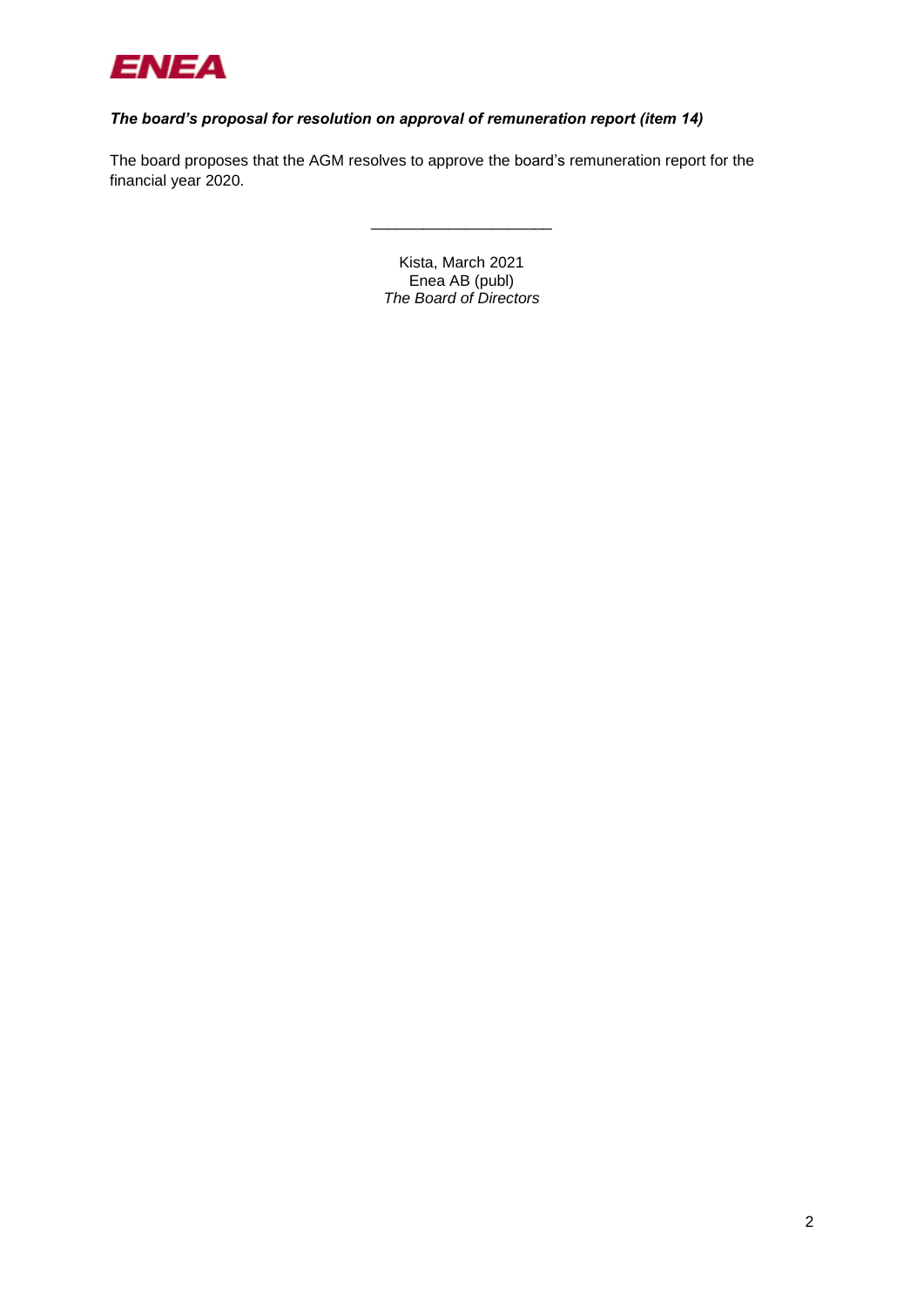***The board's proposal for resolution on approval of remuneration report (item 14)***

The board proposes that the AGM resolves to approve the board's remuneration report for the financial year 2020.

\_\_\_\_\_\_\_\_\_\_\_\_\_\_\_\_\_\_\_\_\_\_

Kista, March 2021
Enea AB (publ)
*The Board of Directors*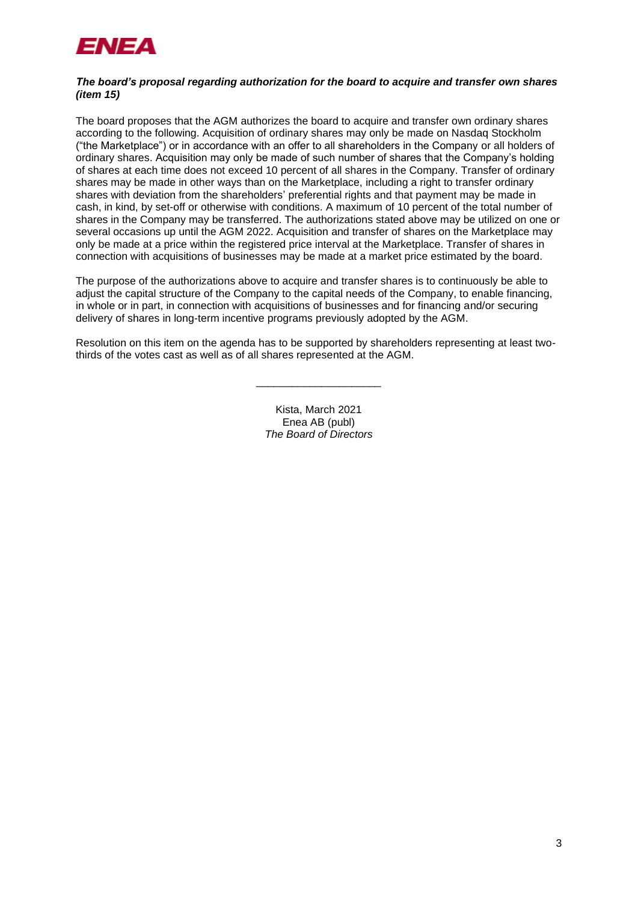***The board's proposal regarding authorization for the board to acquire and transfer own shares (item 15)***

The board proposes that the AGM authorizes the board to acquire and transfer own ordinary shares according to the following. Acquisition of ordinary shares may only be made on Nasdaq Stockholm ("the Marketplace") or in accordance with an offer to all shareholders in the Company or all holders of ordinary shares. Acquisition may only be made of such number of shares that the Company's holding of shares at each time does not exceed 10 percent of all shares in the Company. Transfer of ordinary shares may be made in other ways than on the Marketplace, including a right to transfer ordinary shares with deviation from the shareholders' preferential rights and that payment may be made in cash, in kind, by set-off or otherwise with conditions. A maximum of 10 percent of the total number of shares in the Company may be transferred. The authorizations stated above may be utilized on one or several occasions up until the AGM 2022. Acquisition and transfer of shares on the Marketplace may only be made at a price within the registered price interval at the Marketplace. Transfer of shares in connection with acquisitions of businesses may be made at a market price estimated by the board.

The purpose of the authorizations above to acquire and transfer shares is to continuously be able to adjust the capital structure of the Company to the capital needs of the Company, to enable financing, in whole or in part, in connection with acquisitions of businesses and for financing and/or securing delivery of shares in long-term incentive programs previously adopted by the AGM.

Resolution on this item on the agenda has to be supported by shareholders representing at least two-thirds of the votes cast as well as of all shares represented at the AGM.

\_\_\_\_\_\_\_\_\_\_\_\_\_\_\_\_\_\_\_\_\_

Kista, March 2021
Enea AB (publ)
*The Board of Directors*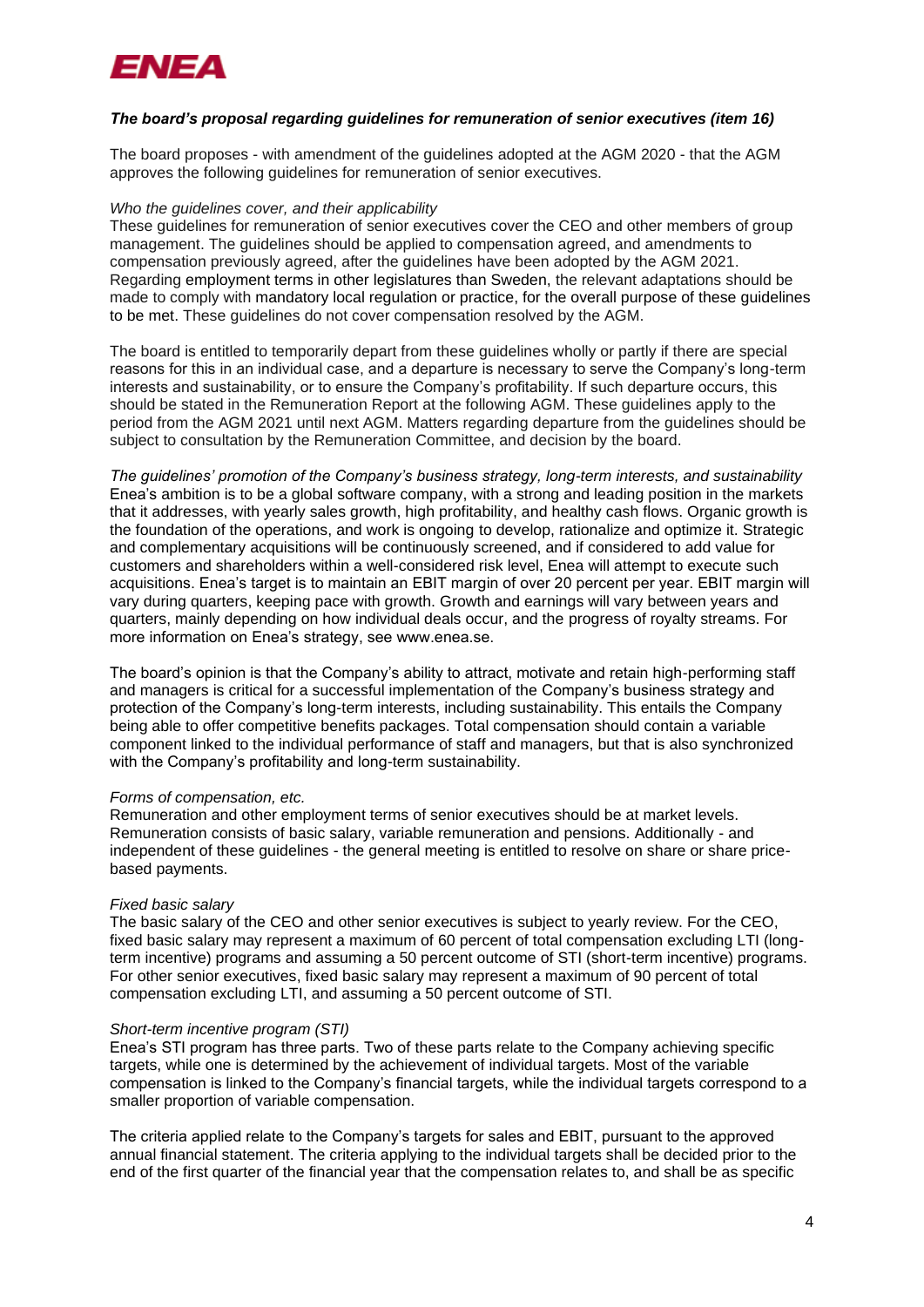### *The board's proposal regarding guidelines for remuneration of senior executives (item 16)*

The board proposes - with amendment of the guidelines adopted at the AGM 2020 - that the AGM approves the following guidelines for remuneration of senior executives.

*Who the guidelines cover, and their applicability*
These guidelines for remuneration of senior executives cover the CEO and other members of group management. The guidelines should be applied to compensation agreed, and amendments to compensation previously agreed, after the guidelines have been adopted by the AGM 2021. Regarding employment terms in other legislatures than Sweden, the relevant adaptations should be made to comply with mandatory local regulation or practice, for the overall purpose of these guidelines to be met. These guidelines do not cover compensation resolved by the AGM.

The board is entitled to temporarily depart from these guidelines wholly or partly if there are special reasons for this in an individual case, and a departure is necessary to serve the Company's long-term interests and sustainability, or to ensure the Company's profitability. If such departure occurs, this should be stated in the Remuneration Report at the following AGM. These guidelines apply to the period from the AGM 2021 until next AGM. Matters regarding departure from the guidelines should be subject to consultation by the Remuneration Committee, and decision by the board.

*The guidelines' promotion of the Company's business strategy, long-term interests, and sustainability*
Enea's ambition is to be a global software company, with a strong and leading position in the markets that it addresses, with yearly sales growth, high profitability, and healthy cash flows. Organic growth is the foundation of the operations, and work is ongoing to develop, rationalize and optimize it. Strategic and complementary acquisitions will be continuously screened, and if considered to add value for customers and shareholders within a well-considered risk level, Enea will attempt to execute such acquisitions. Enea's target is to maintain an EBIT margin of over 20 percent per year. EBIT margin will vary during quarters, keeping pace with growth. Growth and earnings will vary between years and quarters, mainly depending on how individual deals occur, and the progress of royalty streams. For more information on Enea's strategy, see www.enea.se.

The board's opinion is that the Company's ability to attract, motivate and retain high-performing staff and managers is critical for a successful implementation of the Company's business strategy and protection of the Company's long-term interests, including sustainability. This entails the Company being able to offer competitive benefits packages. Total compensation should contain a variable component linked to the individual performance of staff and managers, but that is also synchronized with the Company's profitability and long-term sustainability.

*Forms of compensation, etc.*
Remuneration and other employment terms of senior executives should be at market levels. Remuneration consists of basic salary, variable remuneration and pensions. Additionally - and independent of these guidelines - the general meeting is entitled to resolve on share or share price-based payments.

*Fixed basic salary*
The basic salary of the CEO and other senior executives is subject to yearly review. For the CEO, fixed basic salary may represent a maximum of 60 percent of total compensation excluding LTI (long-term incentive) programs and assuming a 50 percent outcome of STI (short-term incentive) programs. For other senior executives, fixed basic salary may represent a maximum of 90 percent of total compensation excluding LTI, and assuming a 50 percent outcome of STI.

*Short-term incentive program (STI)*
Enea's STI program has three parts. Two of these parts relate to the Company achieving specific targets, while one is determined by the achievement of individual targets. Most of the variable compensation is linked to the Company's financial targets, while the individual targets correspond to a smaller proportion of variable compensation.

The criteria applied relate to the Company's targets for sales and EBIT, pursuant to the approved annual financial statement. The criteria applying to the individual targets shall be decided prior to the end of the first quarter of the financial year that the compensation relates to, and shall be as specific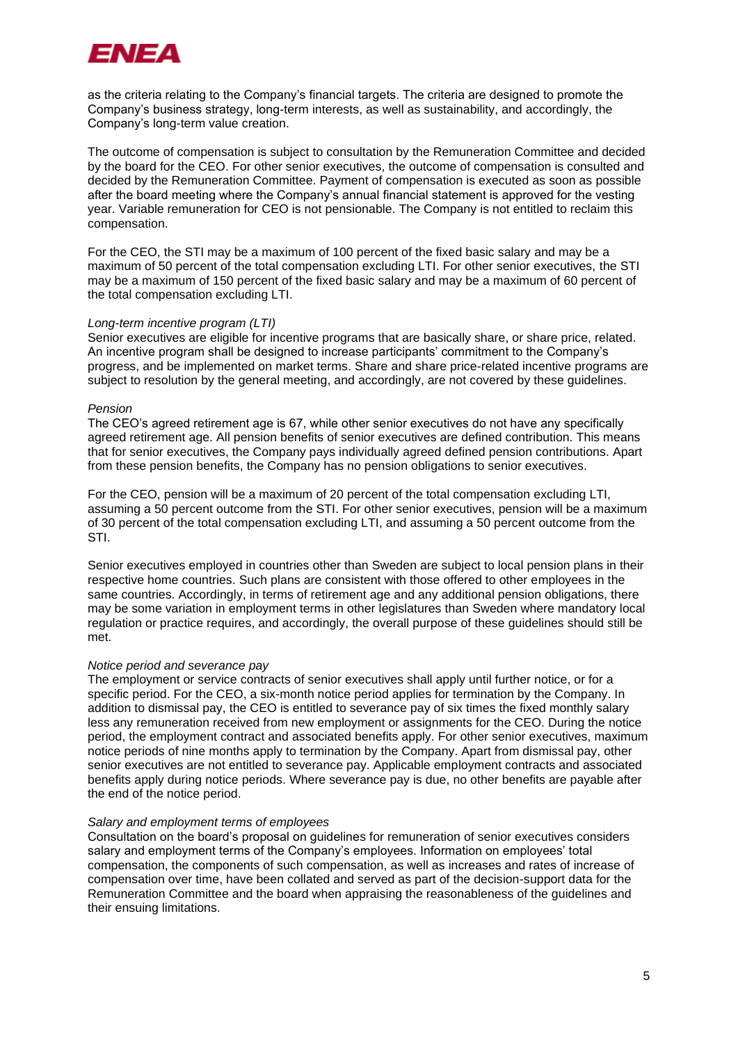as the criteria relating to the Company's financial targets. The criteria are designed to promote the Company's business strategy, long-term interests, as well as sustainability, and accordingly, the Company's long-term value creation.

The outcome of compensation is subject to consultation by the Remuneration Committee and decided by the board for the CEO. For other senior executives, the outcome of compensation is consulted and decided by the Remuneration Committee. Payment of compensation is executed as soon as possible after the board meeting where the Company's annual financial statement is approved for the vesting year. Variable remuneration for CEO is not pensionable. The Company is not entitled to reclaim this compensation.

For the CEO, the STI may be a maximum of 100 percent of the fixed basic salary and may be a maximum of 50 percent of the total compensation excluding LTI. For other senior executives, the STI may be a maximum of 150 percent of the fixed basic salary and may be a maximum of 60 percent of the total compensation excluding LTI.

*Long-term incentive program (LTI)*
Senior executives are eligible for incentive programs that are basically share, or share price, related. An incentive program shall be designed to increase participants' commitment to the Company's progress, and be implemented on market terms. Share and share price-related incentive programs are subject to resolution by the general meeting, and accordingly, are not covered by these guidelines.

*Pension*
The CEO's agreed retirement age is 67, while other senior executives do not have any specifically agreed retirement age. All pension benefits of senior executives are defined contribution. This means that for senior executives, the Company pays individually agreed defined pension contributions. Apart from these pension benefits, the Company has no pension obligations to senior executives.

For the CEO, pension will be a maximum of 20 percent of the total compensation excluding LTI, assuming a 50 percent outcome from the STI. For other senior executives, pension will be a maximum of 30 percent of the total compensation excluding LTI, and assuming a 50 percent outcome from the STI.

Senior executives employed in countries other than Sweden are subject to local pension plans in their respective home countries. Such plans are consistent with those offered to other employees in the same countries. Accordingly, in terms of retirement age and any additional pension obligations, there may be some variation in employment terms in other legislatures than Sweden where mandatory local regulation or practice requires, and accordingly, the overall purpose of these guidelines should still be met.

*Notice period and severance pay*
The employment or service contracts of senior executives shall apply until further notice, or for a specific period. For the CEO, a six-month notice period applies for termination by the Company. In addition to dismissal pay, the CEO is entitled to severance pay of six times the fixed monthly salary less any remuneration received from new employment or assignments for the CEO. During the notice period, the employment contract and associated benefits apply. For other senior executives, maximum notice periods of nine months apply to termination by the Company. Apart from dismissal pay, other senior executives are not entitled to severance pay. Applicable employment contracts and associated benefits apply during notice periods. Where severance pay is due, no other benefits are payable after the end of the notice period.

*Salary and employment terms of employees*
Consultation on the board's proposal on guidelines for remuneration of senior executives considers salary and employment terms of the Company's employees. Information on employees' total compensation, the components of such compensation, as well as increases and rates of increase of compensation over time, have been collated and served as part of the decision-support data for the Remuneration Committee and the board when appraising the reasonableness of the guidelines and their ensuing limitations.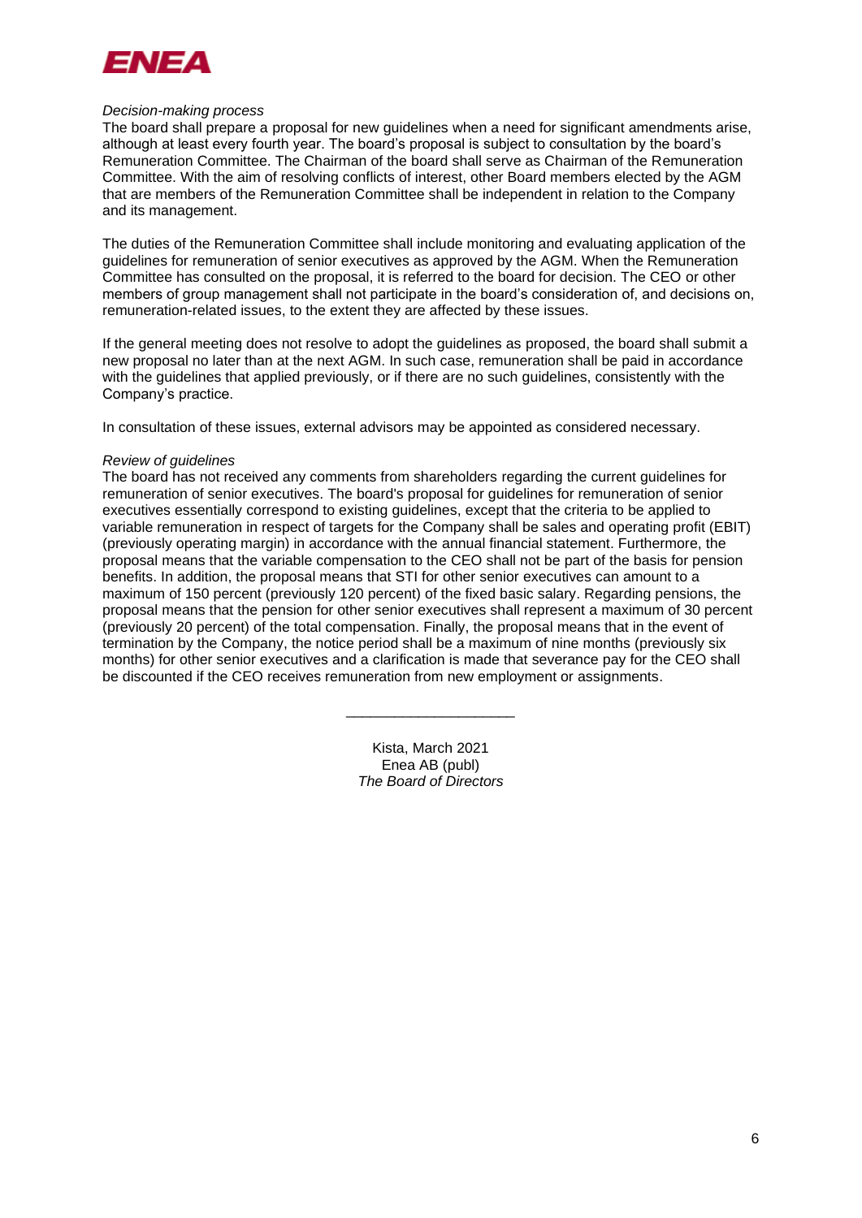*Decision-making process*

The board shall prepare a proposal for new guidelines when a need for significant amendments arise, although at least every fourth year. The board's proposal is subject to consultation by the board's Remuneration Committee. The Chairman of the board shall serve as Chairman of the Remuneration Committee. With the aim of resolving conflicts of interest, other Board members elected by the AGM that are members of the Remuneration Committee shall be independent in relation to the Company and its management.

The duties of the Remuneration Committee shall include monitoring and evaluating application of the guidelines for remuneration of senior executives as approved by the AGM. When the Remuneration Committee has consulted on the proposal, it is referred to the board for decision. The CEO or other members of group management shall not participate in the board's consideration of, and decisions on, remuneration-related issues, to the extent they are affected by these issues.

If the general meeting does not resolve to adopt the guidelines as proposed, the board shall submit a new proposal no later than at the next AGM. In such case, remuneration shall be paid in accordance with the guidelines that applied previously, or if there are no such guidelines, consistently with the Company's practice.

In consultation of these issues, external advisors may be appointed as considered necessary.

*Review of guidelines*

The board has not received any comments from shareholders regarding the current guidelines for remuneration of senior executives. The board's proposal for guidelines for remuneration of senior executives essentially correspond to existing guidelines, except that the criteria to be applied to variable remuneration in respect of targets for the Company shall be sales and operating profit (EBIT) (previously operating margin) in accordance with the annual financial statement. Furthermore, the proposal means that the variable compensation to the CEO shall not be part of the basis for pension benefits. In addition, the proposal means that STI for other senior executives can amount to a maximum of 150 percent (previously 120 percent) of the fixed basic salary. Regarding pensions, the proposal means that the pension for other senior executives shall represent a maximum of 30 percent (previously 20 percent) of the total compensation. Finally, the proposal means that in the event of termination by the Company, the notice period shall be a maximum of nine months (previously six months) for other senior executives and a clarification is made that severance pay for the CEO shall be discounted if the CEO receives remuneration from new employment or assignments.

---

Kista, March 2021
Enea AB (publ)
*The Board of Directors*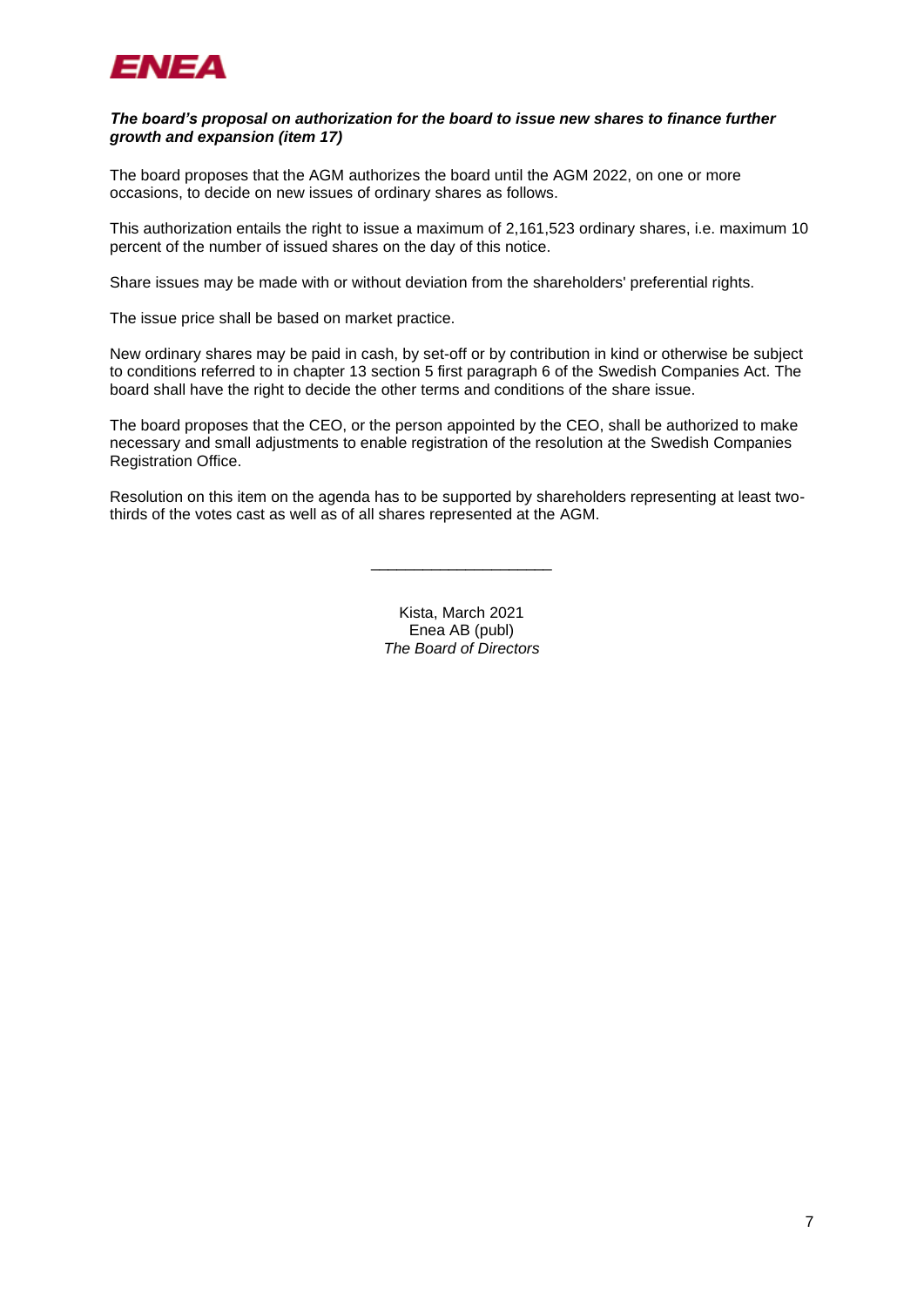***The board's proposal on authorization for the board to issue new shares to finance further growth and expansion (item 17)***

The board proposes that the AGM authorizes the board until the AGM 2022, on one or more occasions, to decide on new issues of ordinary shares as follows.

This authorization entails the right to issue a maximum of 2,161,523 ordinary shares, i.e. maximum 10 percent of the number of issued shares on the day of this notice.

Share issues may be made with or without deviation from the shareholders' preferential rights.

The issue price shall be based on market practice.

New ordinary shares may be paid in cash, by set-off or by contribution in kind or otherwise be subject to conditions referred to in chapter 13 section 5 first paragraph 6 of the Swedish Companies Act. The board shall have the right to decide the other terms and conditions of the share issue.

The board proposes that the CEO, or the person appointed by the CEO, shall be authorized to make necessary and small adjustments to enable registration of the resolution at the Swedish Companies Registration Office.

Resolution on this item on the agenda has to be supported by shareholders representing at least two-thirds of the votes cast as well as of all shares represented at the AGM.

\_\_\_\_\_\_\_\_\_\_\_\_\_\_\_\_\_\_\_\_\_\_

Kista, March 2021
Enea AB (publ)
*The Board of Directors*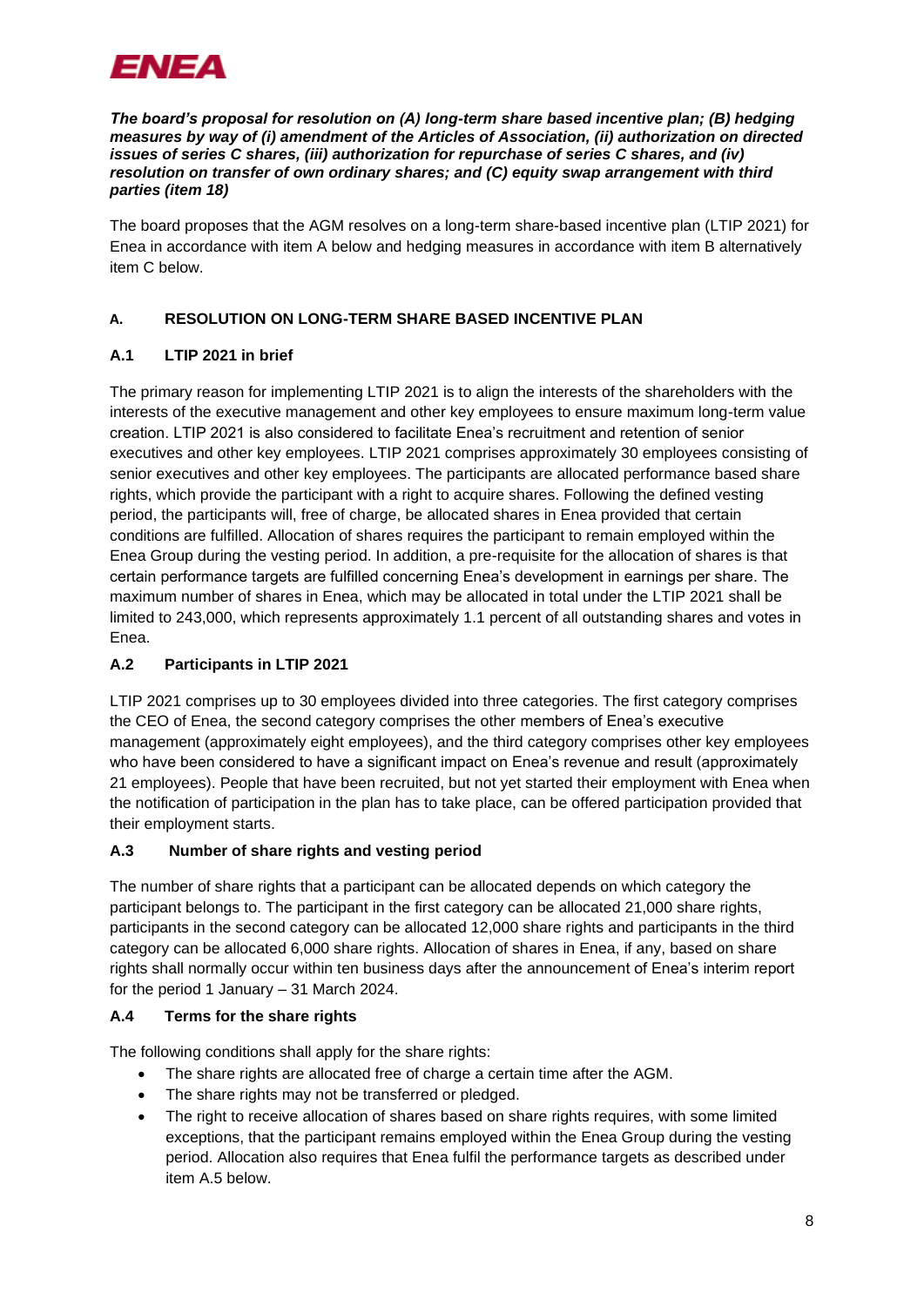***The board's proposal for resolution on (A) long-term share based incentive plan; (B) hedging measures by way of (i) amendment of the Articles of Association, (ii) authorization on directed issues of series C shares, (iii) authorization for repurchase of series C shares, and (iv) resolution on transfer of own ordinary shares; and (C) equity swap arrangement with third parties (item 18)***

The board proposes that the AGM resolves on a long-term share-based incentive plan (LTIP 2021) for Enea in accordance with item A below and hedging measures in accordance with item B alternatively item C below.

## A. RESOLUTION ON LONG-TERM SHARE BASED INCENTIVE PLAN

### A.1 LTIP 2021 in brief

The primary reason for implementing LTIP 2021 is to align the interests of the shareholders with the interests of the executive management and other key employees to ensure maximum long-term value creation. LTIP 2021 is also considered to facilitate Enea's recruitment and retention of senior executives and other key employees. LTIP 2021 comprises approximately 30 employees consisting of senior executives and other key employees. The participants are allocated performance based share rights, which provide the participant with a right to acquire shares. Following the defined vesting period, the participants will, free of charge, be allocated shares in Enea provided that certain conditions are fulfilled. Allocation of shares requires the participant to remain employed within the Enea Group during the vesting period. In addition, a pre-requisite for the allocation of shares is that certain performance targets are fulfilled concerning Enea's development in earnings per share. The maximum number of shares in Enea, which may be allocated in total under the LTIP 2021 shall be limited to 243,000, which represents approximately 1.1 percent of all outstanding shares and votes in Enea.

### A.2 Participants in LTIP 2021

LTIP 2021 comprises up to 30 employees divided into three categories. The first category comprises the CEO of Enea, the second category comprises the other members of Enea's executive management (approximately eight employees), and the third category comprises other key employees who have been considered to have a significant impact on Enea's revenue and result (approximately 21 employees). People that have been recruited, but not yet started their employment with Enea when the notification of participation in the plan has to take place, can be offered participation provided that their employment starts.

### A.3 Number of share rights and vesting period

The number of share rights that a participant can be allocated depends on which category the participant belongs to. The participant in the first category can be allocated 21,000 share rights, participants in the second category can be allocated 12,000 share rights and participants in the third category can be allocated 6,000 share rights. Allocation of shares in Enea, if any, based on share rights shall normally occur within ten business days after the announcement of Enea's interim report for the period 1 January – 31 March 2024.

### A.4 Terms for the share rights

The following conditions shall apply for the share rights:

- The share rights are allocated free of charge a certain time after the AGM.
- The share rights may not be transferred or pledged.
- The right to receive allocation of shares based on share rights requires, with some limited exceptions, that the participant remains employed within the Enea Group during the vesting period. Allocation also requires that Enea fulfil the performance targets as described under item A.5 below.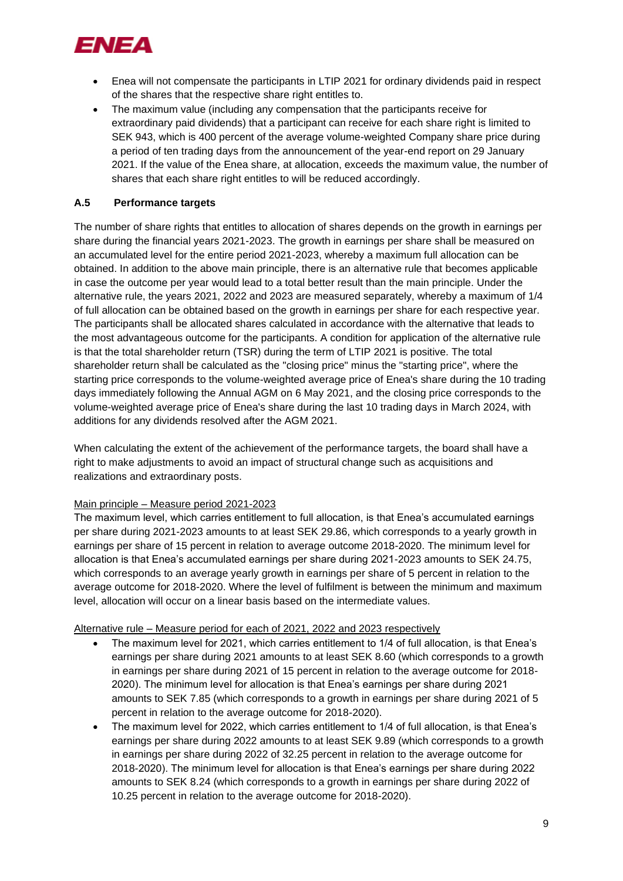- Enea will not compensate the participants in LTIP 2021 for ordinary dividends paid in respect of the shares that the respective share right entitles to.
- The maximum value (including any compensation that the participants receive for extraordinary paid dividends) that a participant can receive for each share right is limited to SEK 943, which is 400 percent of the average volume-weighted Company share price during a period of ten trading days from the announcement of the year-end report on 29 January 2021. If the value of the Enea share, at allocation, exceeds the maximum value, the number of shares that each share right entitles to will be reduced accordingly.

### A.5 Performance targets

The number of share rights that entitles to allocation of shares depends on the growth in earnings per share during the financial years 2021-2023. The growth in earnings per share shall be measured on an accumulated level for the entire period 2021-2023, whereby a maximum full allocation can be obtained. In addition to the above main principle, there is an alternative rule that becomes applicable in case the outcome per year would lead to a total better result than the main principle. Under the alternative rule, the years 2021, 2022 and 2023 are measured separately, whereby a maximum of 1/4 of full allocation can be obtained based on the growth in earnings per share for each respective year. The participants shall be allocated shares calculated in accordance with the alternative that leads to the most advantageous outcome for the participants. A condition for application of the alternative rule is that the total shareholder return (TSR) during the term of LTIP 2021 is positive. The total shareholder return shall be calculated as the "closing price" minus the "starting price", where the starting price corresponds to the volume-weighted average price of Enea's share during the 10 trading days immediately following the Annual AGM on 6 May 2021, and the closing price corresponds to the volume-weighted average price of Enea's share during the last 10 trading days in March 2024, with additions for any dividends resolved after the AGM 2021.

When calculating the extent of the achievement of the performance targets, the board shall have a right to make adjustments to avoid an impact of structural change such as acquisitions and realizations and extraordinary posts.

<u>Main principle – Measure period 2021-2023</u>

The maximum level, which carries entitlement to full allocation, is that Enea's accumulated earnings per share during 2021-2023 amounts to at least SEK 29.86, which corresponds to a yearly growth in earnings per share of 15 percent in relation to average outcome 2018-2020. The minimum level for allocation is that Enea's accumulated earnings per share during 2021-2023 amounts to SEK 24.75, which corresponds to an average yearly growth in earnings per share of 5 percent in relation to the average outcome for 2018-2020. Where the level of fulfilment is between the minimum and maximum level, allocation will occur on a linear basis based on the intermediate values.

<u>Alternative rule – Measure period for each of 2021, 2022 and 2023 respectively</u>

- The maximum level for 2021, which carries entitlement to 1/4 of full allocation, is that Enea's earnings per share during 2021 amounts to at least SEK 8.60 (which corresponds to a growth in earnings per share during 2021 of 15 percent in relation to the average outcome for 2018-2020). The minimum level for allocation is that Enea's earnings per share during 2021 amounts to SEK 7.85 (which corresponds to a growth in earnings per share during 2021 of 5 percent in relation to the average outcome for 2018-2020).
- The maximum level for 2022, which carries entitlement to 1/4 of full allocation, is that Enea's earnings per share during 2022 amounts to at least SEK 9.89 (which corresponds to a growth in earnings per share during 2022 of 32.25 percent in relation to the average outcome for 2018-2020). The minimum level for allocation is that Enea's earnings per share during 2022 amounts to SEK 8.24 (which corresponds to a growth in earnings per share during 2022 of 10.25 percent in relation to the average outcome for 2018-2020).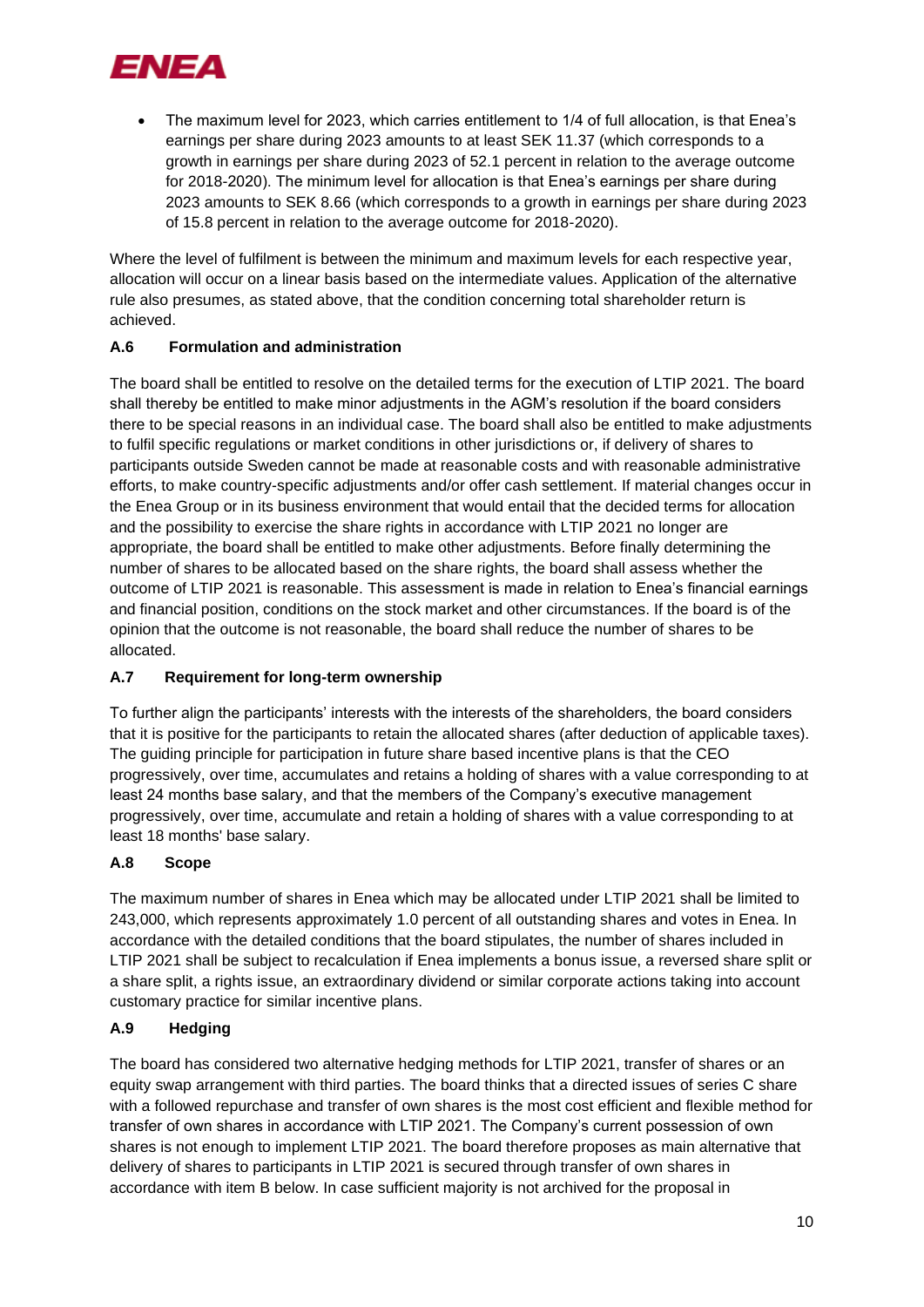- The maximum level for 2023, which carries entitlement to 1/4 of full allocation, is that Enea's earnings per share during 2023 amounts to at least SEK 11.37 (which corresponds to a growth in earnings per share during 2023 of 52.1 percent in relation to the average outcome for 2018-2020). The minimum level for allocation is that Enea's earnings per share during 2023 amounts to SEK 8.66 (which corresponds to a growth in earnings per share during 2023 of 15.8 percent in relation to the average outcome for 2018-2020).

Where the level of fulfilment is between the minimum and maximum levels for each respective year, allocation will occur on a linear basis based on the intermediate values. Application of the alternative rule also presumes, as stated above, that the condition concerning total shareholder return is achieved.

### A.6 Formulation and administration

The board shall be entitled to resolve on the detailed terms for the execution of LTIP 2021. The board shall thereby be entitled to make minor adjustments in the AGM's resolution if the board considers there to be special reasons in an individual case. The board shall also be entitled to make adjustments to fulfil specific regulations or market conditions in other jurisdictions or, if delivery of shares to participants outside Sweden cannot be made at reasonable costs and with reasonable administrative efforts, to make country-specific adjustments and/or offer cash settlement. If material changes occur in the Enea Group or in its business environment that would entail that the decided terms for allocation and the possibility to exercise the share rights in accordance with LTIP 2021 no longer are appropriate, the board shall be entitled to make other adjustments. Before finally determining the number of shares to be allocated based on the share rights, the board shall assess whether the outcome of LTIP 2021 is reasonable. This assessment is made in relation to Enea's financial earnings and financial position, conditions on the stock market and other circumstances. If the board is of the opinion that the outcome is not reasonable, the board shall reduce the number of shares to be allocated.

### A.7 Requirement for long-term ownership

To further align the participants' interests with the interests of the shareholders, the board considers that it is positive for the participants to retain the allocated shares (after deduction of applicable taxes). The guiding principle for participation in future share based incentive plans is that the CEO progressively, over time, accumulates and retains a holding of shares with a value corresponding to at least 24 months base salary, and that the members of the Company's executive management progressively, over time, accumulate and retain a holding of shares with a value corresponding to at least 18 months' base salary.

### A.8 Scope

The maximum number of shares in Enea which may be allocated under LTIP 2021 shall be limited to 243,000, which represents approximately 1.0 percent of all outstanding shares and votes in Enea. In accordance with the detailed conditions that the board stipulates, the number of shares included in LTIP 2021 shall be subject to recalculation if Enea implements a bonus issue, a reversed share split or a share split, a rights issue, an extraordinary dividend or similar corporate actions taking into account customary practice for similar incentive plans.

### A.9 Hedging

The board has considered two alternative hedging methods for LTIP 2021, transfer of shares or an equity swap arrangement with third parties. The board thinks that a directed issues of series C share with a followed repurchase and transfer of own shares is the most cost efficient and flexible method for transfer of own shares in accordance with LTIP 2021. The Company's current possession of own shares is not enough to implement LTIP 2021. The board therefore proposes as main alternative that delivery of shares to participants in LTIP 2021 is secured through transfer of own shares in accordance with item B below. In case sufficient majority is not archived for the proposal in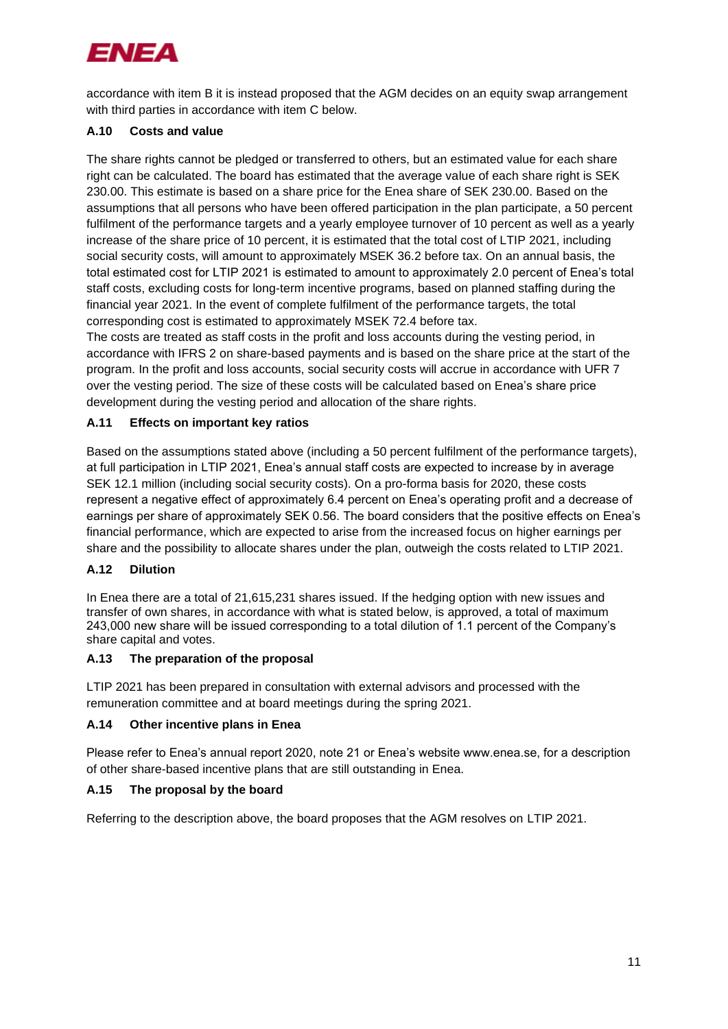accordance with item B it is instead proposed that the AGM decides on an equity swap arrangement with third parties in accordance with item C below.

### A.10 Costs and value

The share rights cannot be pledged or transferred to others, but an estimated value for each share right can be calculated. The board has estimated that the average value of each share right is SEK 230.00. This estimate is based on a share price for the Enea share of SEK 230.00. Based on the assumptions that all persons who have been offered participation in the plan participate, a 50 percent fulfilment of the performance targets and a yearly employee turnover of 10 percent as well as a yearly increase of the share price of 10 percent, it is estimated that the total cost of LTIP 2021, including social security costs, will amount to approximately MSEK 36.2 before tax. On an annual basis, the total estimated cost for LTIP 2021 is estimated to amount to approximately 2.0 percent of Enea's total staff costs, excluding costs for long-term incentive programs, based on planned staffing during the financial year 2021. In the event of complete fulfilment of the performance targets, the total corresponding cost is estimated to approximately MSEK 72.4 before tax.

The costs are treated as staff costs in the profit and loss accounts during the vesting period, in accordance with IFRS 2 on share-based payments and is based on the share price at the start of the program. In the profit and loss accounts, social security costs will accrue in accordance with UFR 7 over the vesting period. The size of these costs will be calculated based on Enea's share price development during the vesting period and allocation of the share rights.

### A.11 Effects on important key ratios

Based on the assumptions stated above (including a 50 percent fulfilment of the performance targets), at full participation in LTIP 2021, Enea's annual staff costs are expected to increase by in average SEK 12.1 million (including social security costs). On a pro-forma basis for 2020, these costs represent a negative effect of approximately 6.4 percent on Enea's operating profit and a decrease of earnings per share of approximately SEK 0.56. The board considers that the positive effects on Enea's financial performance, which are expected to arise from the increased focus on higher earnings per share and the possibility to allocate shares under the plan, outweigh the costs related to LTIP 2021.

### A.12 Dilution

In Enea there are a total of 21,615,231 shares issued. If the hedging option with new issues and transfer of own shares, in accordance with what is stated below, is approved, a total of maximum 243,000 new share will be issued corresponding to a total dilution of 1.1 percent of the Company's share capital and votes.

### A.13 The preparation of the proposal

LTIP 2021 has been prepared in consultation with external advisors and processed with the remuneration committee and at board meetings during the spring 2021.

### A.14 Other incentive plans in Enea

Please refer to Enea's annual report 2020, note 21 or Enea's website www.enea.se, for a description of other share-based incentive plans that are still outstanding in Enea.

### A.15 The proposal by the board

Referring to the description above, the board proposes that the AGM resolves on LTIP 2021.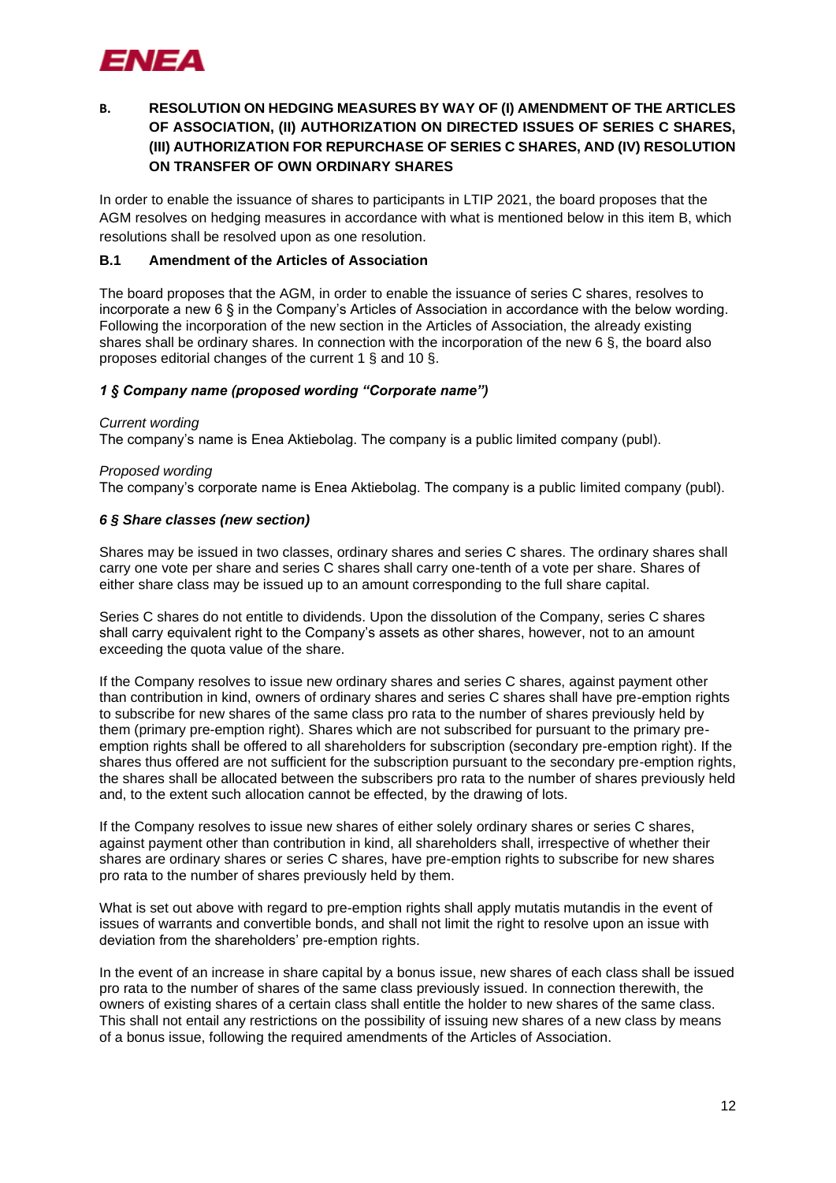## B. RESOLUTION ON HEDGING MEASURES BY WAY OF (I) AMENDMENT OF THE ARTICLES OF ASSOCIATION, (II) AUTHORIZATION ON DIRECTED ISSUES OF SERIES C SHARES, (III) AUTHORIZATION FOR REPURCHASE OF SERIES C SHARES, AND (IV) RESOLUTION ON TRANSFER OF OWN ORDINARY SHARES

In order to enable the issuance of shares to participants in LTIP 2021, the board proposes that the AGM resolves on hedging measures in accordance with what is mentioned below in this item B, which resolutions shall be resolved upon as one resolution.

### B.1 Amendment of the Articles of Association

The board proposes that the AGM, in order to enable the issuance of series C shares, resolves to incorporate a new 6 § in the Company's Articles of Association in accordance with the below wording. Following the incorporation of the new section in the Articles of Association, the already existing shares shall be ordinary shares. In connection with the incorporation of the new 6 §, the board also proposes editorial changes of the current 1 § and 10 §.

***1 § Company name (proposed wording "Corporate name")***

*Current wording*
The company's name is Enea Aktiebolag. The company is a public limited company (publ).

*Proposed wording*
The company's corporate name is Enea Aktiebolag. The company is a public limited company (publ).

***6 § Share classes (new section)***

Shares may be issued in two classes, ordinary shares and series C shares. The ordinary shares shall carry one vote per share and series C shares shall carry one-tenth of a vote per share. Shares of either share class may be issued up to an amount corresponding to the full share capital.

Series C shares do not entitle to dividends. Upon the dissolution of the Company, series C shares shall carry equivalent right to the Company's assets as other shares, however, not to an amount exceeding the quota value of the share.

If the Company resolves to issue new ordinary shares and series C shares, against payment other than contribution in kind, owners of ordinary shares and series C shares shall have pre-emption rights to subscribe for new shares of the same class pro rata to the number of shares previously held by them (primary pre-emption right). Shares which are not subscribed for pursuant to the primary pre-emption rights shall be offered to all shareholders for subscription (secondary pre-emption right). If the shares thus offered are not sufficient for the subscription pursuant to the secondary pre-emption rights, the shares shall be allocated between the subscribers pro rata to the number of shares previously held and, to the extent such allocation cannot be effected, by the drawing of lots.

If the Company resolves to issue new shares of either solely ordinary shares or series C shares, against payment other than contribution in kind, all shareholders shall, irrespective of whether their shares are ordinary shares or series C shares, have pre-emption rights to subscribe for new shares pro rata to the number of shares previously held by them.

What is set out above with regard to pre-emption rights shall apply mutatis mutandis in the event of issues of warrants and convertible bonds, and shall not limit the right to resolve upon an issue with deviation from the shareholders' pre-emption rights.

In the event of an increase in share capital by a bonus issue, new shares of each class shall be issued pro rata to the number of shares of the same class previously issued. In connection therewith, the owners of existing shares of a certain class shall entitle the holder to new shares of the same class. This shall not entail any restrictions on the possibility of issuing new shares of a new class by means of a bonus issue, following the required amendments of the Articles of Association.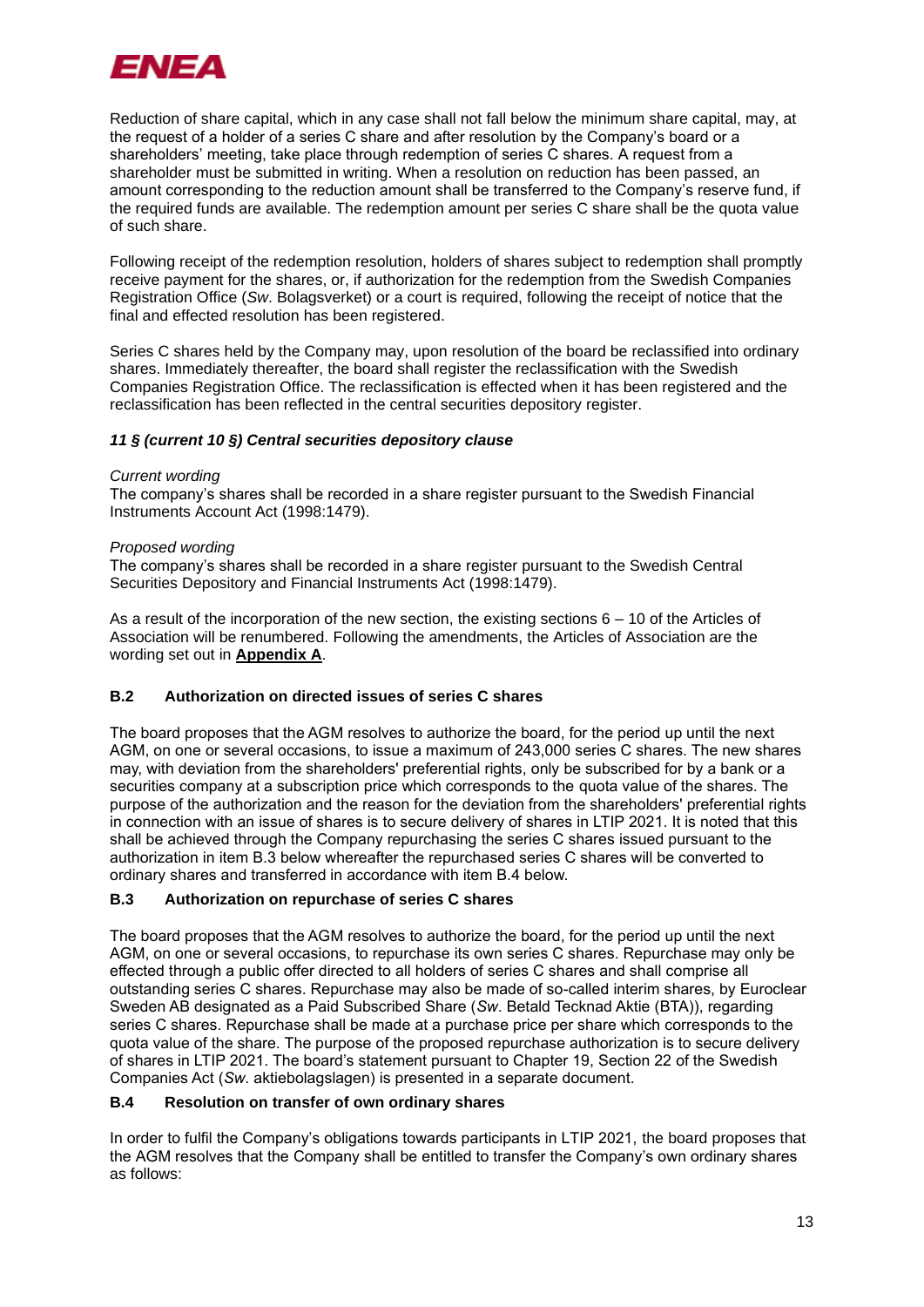Reduction of share capital, which in any case shall not fall below the minimum share capital, may, at the request of a holder of a series C share and after resolution by the Company's board or a shareholders' meeting, take place through redemption of series C shares. A request from a shareholder must be submitted in writing. When a resolution on reduction has been passed, an amount corresponding to the reduction amount shall be transferred to the Company's reserve fund, if the required funds are available. The redemption amount per series C share shall be the quota value of such share.

Following receipt of the redemption resolution, holders of shares subject to redemption shall promptly receive payment for the shares, or, if authorization for the redemption from the Swedish Companies Registration Office (*Sw.* Bolagsverket) or a court is required, following the receipt of notice that the final and effected resolution has been registered.

Series C shares held by the Company may, upon resolution of the board be reclassified into ordinary shares. Immediately thereafter, the board shall register the reclassification with the Swedish Companies Registration Office. The reclassification is effected when it has been registered and the reclassification has been reflected in the central securities depository register.

***11 § (current 10 §) Central securities depository clause***

*Current wording*
The company's shares shall be recorded in a share register pursuant to the Swedish Financial Instruments Account Act (1998:1479).

*Proposed wording*
The company's shares shall be recorded in a share register pursuant to the Swedish Central Securities Depository and Financial Instruments Act (1998:1479).

As a result of the incorporation of the new section, the existing sections 6 – 10 of the Articles of Association will be renumbered. Following the amendments, the Articles of Association are the wording set out in **Appendix A**.

### B.2 Authorization on directed issues of series C shares

The board proposes that the AGM resolves to authorize the board, for the period up until the next AGM, on one or several occasions, to issue a maximum of 243,000 series C shares. The new shares may, with deviation from the shareholders' preferential rights, only be subscribed for by a bank or a securities company at a subscription price which corresponds to the quota value of the shares. The purpose of the authorization and the reason for the deviation from the shareholders' preferential rights in connection with an issue of shares is to secure delivery of shares in LTIP 2021. It is noted that this shall be achieved through the Company repurchasing the series C shares issued pursuant to the authorization in item B.3 below whereafter the repurchased series C shares will be converted to ordinary shares and transferred in accordance with item B.4 below.

### B.3 Authorization on repurchase of series C shares

The board proposes that the AGM resolves to authorize the board, for the period up until the next AGM, on one or several occasions, to repurchase its own series C shares. Repurchase may only be effected through a public offer directed to all holders of series C shares and shall comprise all outstanding series C shares. Repurchase may also be made of so-called interim shares, by Euroclear Sweden AB designated as a Paid Subscribed Share (*Sw*. Betald Tecknad Aktie (BTA)), regarding series C shares. Repurchase shall be made at a purchase price per share which corresponds to the quota value of the share. The purpose of the proposed repurchase authorization is to secure delivery of shares in LTIP 2021. The board's statement pursuant to Chapter 19, Section 22 of the Swedish Companies Act (*Sw.* aktiebolagslagen) is presented in a separate document.

### B.4 Resolution on transfer of own ordinary shares

In order to fulfil the Company's obligations towards participants in LTIP 2021, the board proposes that the AGM resolves that the Company shall be entitled to transfer the Company's own ordinary shares as follows: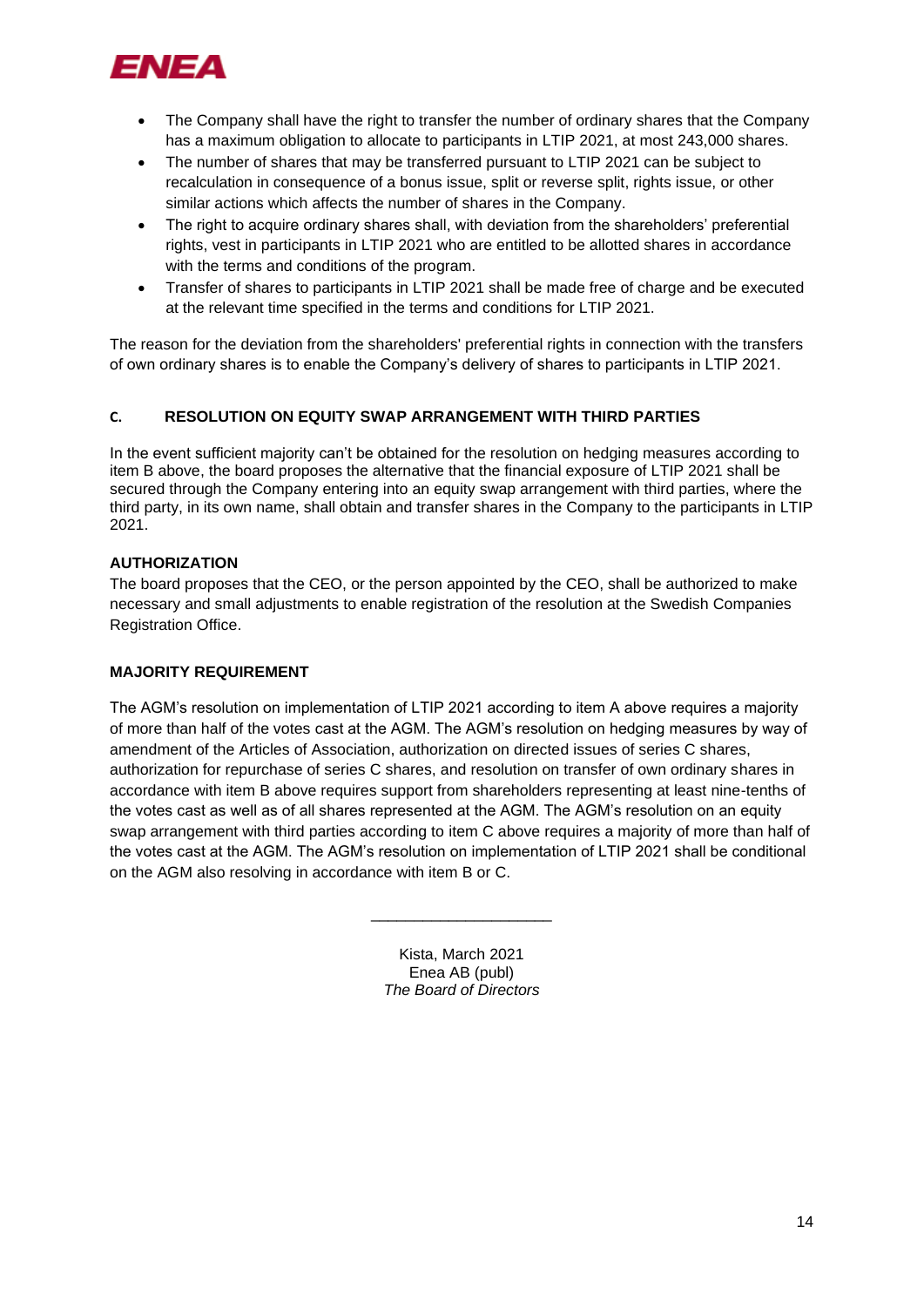- The Company shall have the right to transfer the number of ordinary shares that the Company has a maximum obligation to allocate to participants in LTIP 2021, at most 243,000 shares.
- The number of shares that may be transferred pursuant to LTIP 2021 can be subject to recalculation in consequence of a bonus issue, split or reverse split, rights issue, or other similar actions which affects the number of shares in the Company.
- The right to acquire ordinary shares shall, with deviation from the shareholders' preferential rights, vest in participants in LTIP 2021 who are entitled to be allotted shares in accordance with the terms and conditions of the program.
- Transfer of shares to participants in LTIP 2021 shall be made free of charge and be executed at the relevant time specified in the terms and conditions for LTIP 2021.

The reason for the deviation from the shareholders' preferential rights in connection with the transfers of own ordinary shares is to enable the Company's delivery of shares to participants in LTIP 2021.

## C. RESOLUTION ON EQUITY SWAP ARRANGEMENT WITH THIRD PARTIES

In the event sufficient majority can't be obtained for the resolution on hedging measures according to item B above, the board proposes the alternative that the financial exposure of LTIP 2021 shall be secured through the Company entering into an equity swap arrangement with third parties, where the third party, in its own name, shall obtain and transfer shares in the Company to the participants in LTIP 2021.

**AUTHORIZATION**

The board proposes that the CEO, or the person appointed by the CEO, shall be authorized to make necessary and small adjustments to enable registration of the resolution at the Swedish Companies Registration Office.

**MAJORITY REQUIREMENT**

The AGM's resolution on implementation of LTIP 2021 according to item A above requires a majority of more than half of the votes cast at the AGM. The AGM's resolution on hedging measures by way of amendment of the Articles of Association, authorization on directed issues of series C shares, authorization for repurchase of series C shares, and resolution on transfer of own ordinary shares in accordance with item B above requires support from shareholders representing at least nine-tenths of the votes cast as well as of all shares represented at the AGM. The AGM's resolution on an equity swap arrangement with third parties according to item C above requires a majority of more than half of the votes cast at the AGM. The AGM's resolution on implementation of LTIP 2021 shall be conditional on the AGM also resolving in accordance with item B or C.

---

Kista, March 2021
Enea AB (publ)
*The Board of Directors*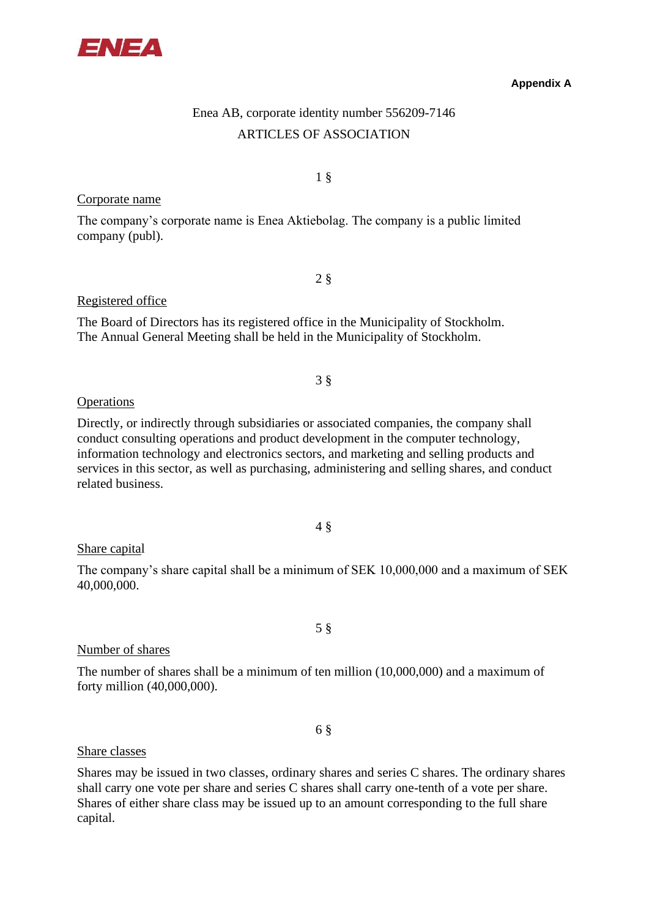**Appendix A**

Enea AB, corporate identity number 556209-7146

ARTICLES OF ASSOCIATION

1 §

Corporate name

The company's corporate name is Enea Aktiebolag. The company is a public limited company (publ).

2 §

Registered office

The Board of Directors has its registered office in the Municipality of Stockholm. The Annual General Meeting shall be held in the Municipality of Stockholm.

3 §

Operations

Directly, or indirectly through subsidiaries or associated companies, the company shall conduct consulting operations and product development in the computer technology, information technology and electronics sectors, and marketing and selling products and services in this sector, as well as purchasing, administering and selling shares, and conduct related business.

4 §

Share capital

The company's share capital shall be a minimum of SEK 10,000,000 and a maximum of SEK 40,000,000.

5 §

Number of shares

The number of shares shall be a minimum of ten million (10,000,000) and a maximum of forty million (40,000,000).

6 §

Share classes

Shares may be issued in two classes, ordinary shares and series C shares. The ordinary shares shall carry one vote per share and series C shares shall carry one-tenth of a vote per share. Shares of either share class may be issued up to an amount corresponding to the full share capital.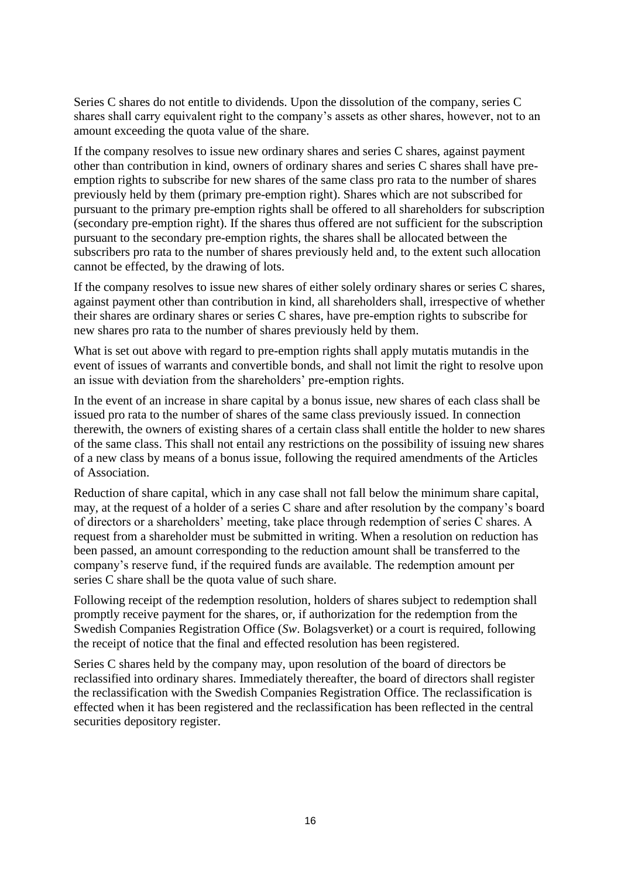Series C shares do not entitle to dividends. Upon the dissolution of the company, series C shares shall carry equivalent right to the company's assets as other shares, however, not to an amount exceeding the quota value of the share.

If the company resolves to issue new ordinary shares and series C shares, against payment other than contribution in kind, owners of ordinary shares and series C shares shall have pre-emption rights to subscribe for new shares of the same class pro rata to the number of shares previously held by them (primary pre-emption right). Shares which are not subscribed for pursuant to the primary pre-emption rights shall be offered to all shareholders for subscription (secondary pre-emption right). If the shares thus offered are not sufficient for the subscription pursuant to the secondary pre-emption rights, the shares shall be allocated between the subscribers pro rata to the number of shares previously held and, to the extent such allocation cannot be effected, by the drawing of lots.

If the company resolves to issue new shares of either solely ordinary shares or series C shares, against payment other than contribution in kind, all shareholders shall, irrespective of whether their shares are ordinary shares or series C shares, have pre-emption rights to subscribe for new shares pro rata to the number of shares previously held by them.

What is set out above with regard to pre-emption rights shall apply mutatis mutandis in the event of issues of warrants and convertible bonds, and shall not limit the right to resolve upon an issue with deviation from the shareholders' pre-emption rights.

In the event of an increase in share capital by a bonus issue, new shares of each class shall be issued pro rata to the number of shares of the same class previously issued. In connection therewith, the owners of existing shares of a certain class shall entitle the holder to new shares of the same class. This shall not entail any restrictions on the possibility of issuing new shares of a new class by means of a bonus issue, following the required amendments of the Articles of Association.

Reduction of share capital, which in any case shall not fall below the minimum share capital, may, at the request of a holder of a series C share and after resolution by the company's board of directors or a shareholders' meeting, take place through redemption of series C shares. A request from a shareholder must be submitted in writing. When a resolution on reduction has been passed, an amount corresponding to the reduction amount shall be transferred to the company's reserve fund, if the required funds are available. The redemption amount per series C share shall be the quota value of such share.

Following receipt of the redemption resolution, holders of shares subject to redemption shall promptly receive payment for the shares, or, if authorization for the redemption from the Swedish Companies Registration Office (*Sw*. Bolagsverket) or a court is required, following the receipt of notice that the final and effected resolution has been registered.

Series C shares held by the company may, upon resolution of the board of directors be reclassified into ordinary shares. Immediately thereafter, the board of directors shall register the reclassification with the Swedish Companies Registration Office. The reclassification is effected when it has been registered and the reclassification has been reflected in the central securities depository register.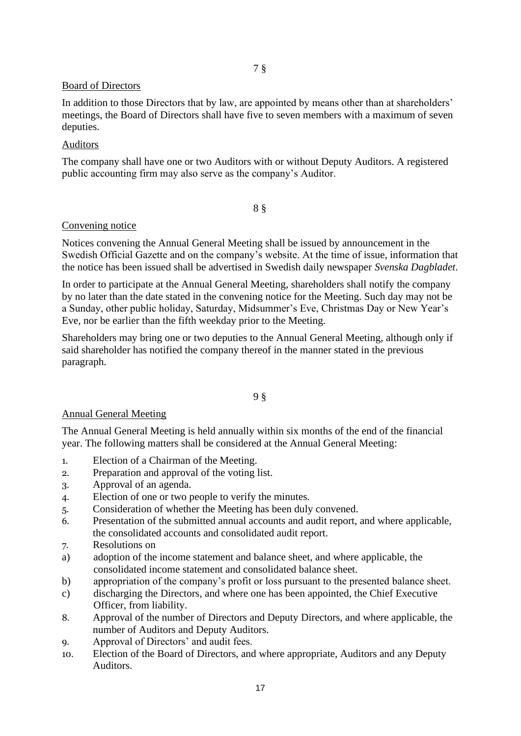7 §

Board of Directors

In addition to those Directors that by law, are appointed by means other than at shareholders' meetings, the Board of Directors shall have five to seven members with a maximum of seven deputies.

Auditors

The company shall have one or two Auditors with or without Deputy Auditors. A registered public accounting firm may also serve as the company's Auditor.

8 §

Convening notice

Notices convening the Annual General Meeting shall be issued by announcement in the Swedish Official Gazette and on the company's website. At the time of issue, information that the notice has been issued shall be advertised in Swedish daily newspaper *Svenska Dagbladet*.

In order to participate at the Annual General Meeting, shareholders shall notify the company by no later than the date stated in the convening notice for the Meeting. Such day may not be a Sunday, other public holiday, Saturday, Midsummer's Eve, Christmas Day or New Year's Eve, nor be earlier than the fifth weekday prior to the Meeting.

Shareholders may bring one or two deputies to the Annual General Meeting, although only if said shareholder has notified the company thereof in the manner stated in the previous paragraph.

9 §

Annual General Meeting

The Annual General Meeting is held annually within six months of the end of the financial year. The following matters shall be considered at the Annual General Meeting:

1. Election of a Chairman of the Meeting.
2. Preparation and approval of the voting list.
3. Approval of an agenda.
4. Election of one or two people to verify the minutes.
5. Consideration of whether the Meeting has been duly convened.
6. Presentation of the submitted annual accounts and audit report, and where applicable, the consolidated accounts and consolidated audit report.
7. Resolutions on
   a) adoption of the income statement and balance sheet, and where applicable, the consolidated income statement and consolidated balance sheet.
   b) appropriation of the company's profit or loss pursuant to the presented balance sheet.
   c) discharging the Directors, and where one has been appointed, the Chief Executive Officer, from liability.
8. Approval of the number of Directors and Deputy Directors, and where applicable, the number of Auditors and Deputy Auditors.
9. Approval of Directors' and audit fees.
10. Election of the Board of Directors, and where appropriate, Auditors and any Deputy Auditors.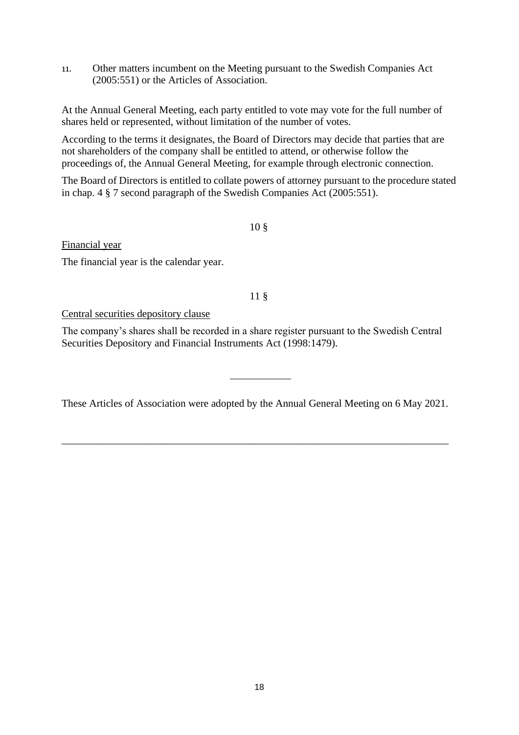11. Other matters incumbent on the Meeting pursuant to the Swedish Companies Act (2005:551) or the Articles of Association.

At the Annual General Meeting, each party entitled to vote may vote for the full number of shares held or represented, without limitation of the number of votes.

According to the terms it designates, the Board of Directors may decide that parties that are not shareholders of the company shall be entitled to attend, or otherwise follow the proceedings of, the Annual General Meeting, for example through electronic connection.

The Board of Directors is entitled to collate powers of attorney pursuant to the procedure stated in chap. 4 § 7 second paragraph of the Swedish Companies Act (2005:551).

10 §

Financial year

The financial year is the calendar year.

11 §

Central securities depository clause

The company's shares shall be recorded in a share register pursuant to the Swedish Central Securities Depository and Financial Instruments Act (1998:1479).

---

These Articles of Association were adopted by the Annual General Meeting on 6 May 2021.

---